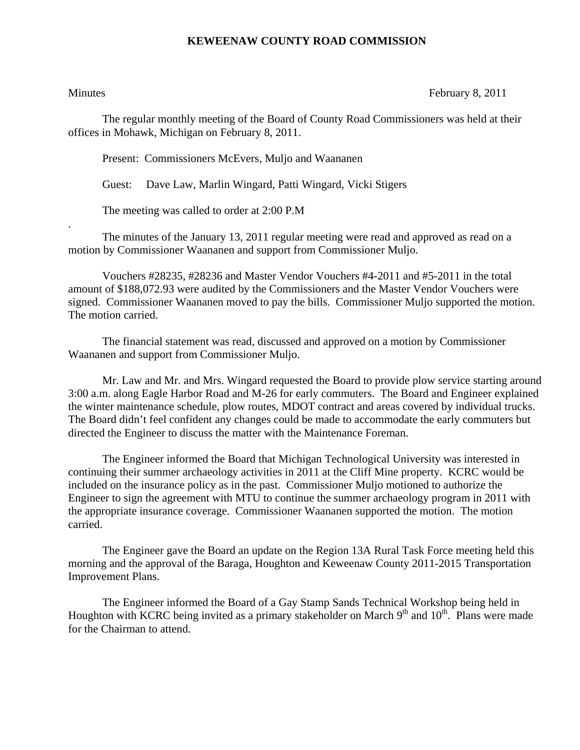# KEWEENAW COUNTY ROAD COMMISSION

Minutes February 8, 2011

The regular monthly meeting of the Board of County Road Commissioners was held at their offices in Mohawk, Michigan on February 8, 2011.

Present: Commissioners McEvers, Muljo and Waananen

Guest: Dave Law, Marlin Wingard, Patti Wingard, Vicki Stigers

The meeting was called to order at 2:00 P.M

.

The minutes of the January 13, 2011 regular meeting were read and approved as read on a motion by Commissioner Waananen and support from Commissioner Muljo.

Vouchers #28235, #28236 and Master Vendor Vouchers #4-2011 and #5-2011 in the total amount of $188,072.93 were audited by the Commissioners and the Master Vendor Vouchers were signed. Commissioner Waananen moved to pay the bills. Commissioner Muljo supported the motion. The motion carried.

The financial statement was read, discussed and approved on a motion by Commissioner Waananen and support from Commissioner Muljo.

Mr. Law and Mr. and Mrs. Wingard requested the Board to provide plow service starting around 3:00 a.m. along Eagle Harbor Road and M-26 for early commuters. The Board and Engineer explained the winter maintenance schedule, plow routes, MDOT contract and areas covered by individual trucks. The Board didn't feel confident any changes could be made to accommodate the early commuters but directed the Engineer to discuss the matter with the Maintenance Foreman.

The Engineer informed the Board that Michigan Technological University was interested in continuing their summer archaeology activities in 2011 at the Cliff Mine property. KCRC would be included on the insurance policy as in the past. Commissioner Muljo motioned to authorize the Engineer to sign the agreement with MTU to continue the summer archaeology program in 2011 with the appropriate insurance coverage. Commissioner Waananen supported the motion. The motion carried.

The Engineer gave the Board an update on the Region 13A Rural Task Force meeting held this morning and the approval of the Baraga, Houghton and Keweenaw County 2011-2015 Transportation Improvement Plans.

The Engineer informed the Board of a Gay Stamp Sands Technical Workshop being held in Houghton with KCRC being invited as a primary stakeholder on March 9th and 10th. Plans were made for the Chairman to attend.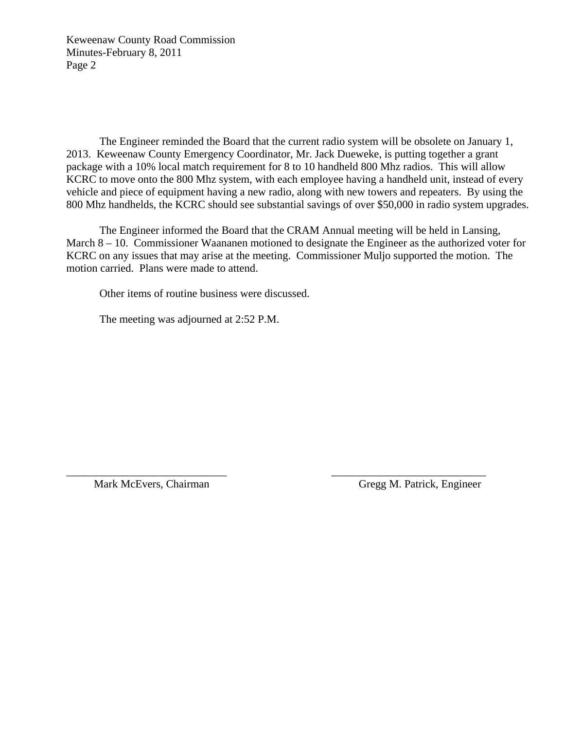The Engineer reminded the Board that the current radio system will be obsolete on January 1, 2013. Keweenaw County Emergency Coordinator, Mr. Jack Dueweke, is putting together a grant package with a 10% local match requirement for 8 to 10 handheld 800 Mhz radios. This will allow KCRC to move onto the 800 Mhz system, with each employee having a handheld unit, instead of every vehicle and piece of equipment having a new radio, along with new towers and repeaters. By using the 800 Mhz handhelds, the KCRC should see substantial savings of over $50,000 in radio system upgrades.

The Engineer informed the Board that the CRAM Annual meeting will be held in Lansing, March 8 – 10. Commissioner Waananen motioned to designate the Engineer as the authorized voter for KCRC on any issues that may arise at the meeting. Commissioner Muljo supported the motion. The motion carried. Plans were made to attend.

Other items of routine business were discussed.

The meeting was adjourned at 2:52 P.M.

\_\_\_\_\_\_\_\_\_\_\_\_\_\_\_\_\_\_\_\_\_\_\_\_\_\_\_\_
Mark McEvers, Chairman

\_\_\_\_\_\_\_\_\_\_\_\_\_\_\_\_\_\_\_\_\_\_\_\_\_\_\_\_
Gregg M. Patrick, Engineer